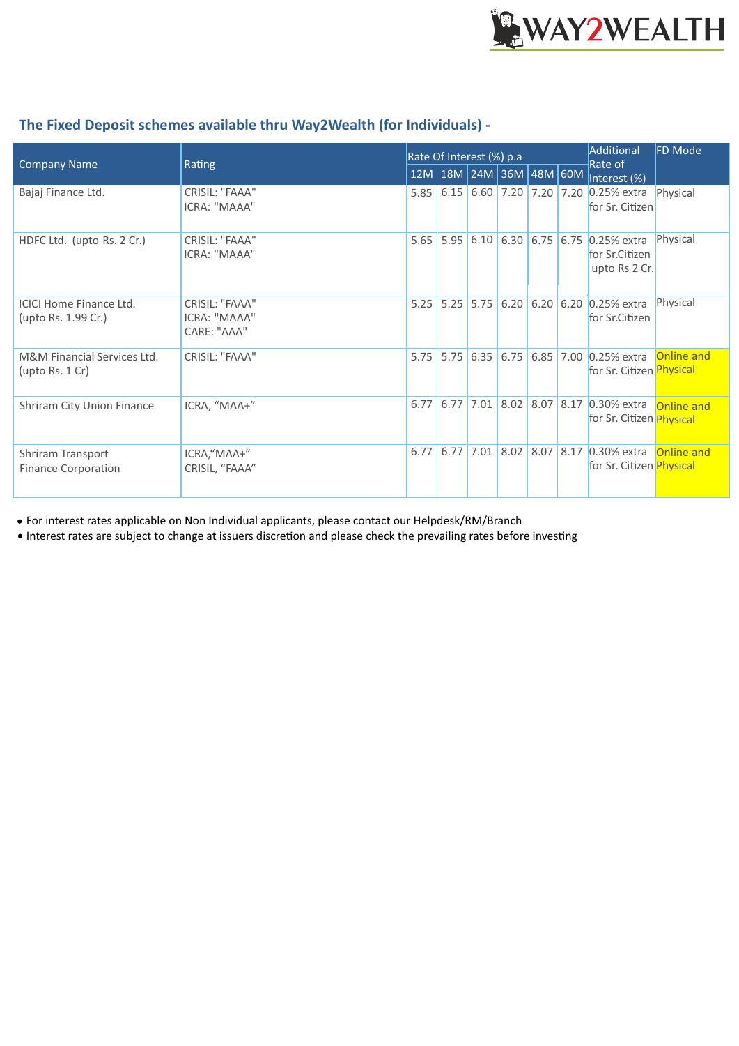## The Fixed Deposit schemes available thru Way2Wealth (for Individuals) -

| Company Name | Rating | Rate Of Interest (%) p.a | | | | | | Additional Rate of Interest (%) | FD Mode |
|---|---|---|---|---|---|---|---|---|---|
| | | 12M | 18M | 24M | 36M | 48M | 60M | | |
| Bajaj Finance Ltd. | CRISIL: "FAAA" ICRA: "MAAA" | 5.85 | 6.15 | 6.60 | 7.20 | 7.20 | 7.20 | 0.25% extra for Sr. Citizen | Physical |
| HDFC Ltd. (upto Rs. 2 Cr.) | CRISIL: "FAAA" ICRA: "MAAA" | 5.65 | 5.95 | 6.10 | 6.30 | 6.75 | 6.75 | 0.25% extra for Sr.Citizen upto Rs 2 Cr. | Physical |
| ICICI Home Finance Ltd. (upto Rs. 1.99 Cr.) | CRISIL: "FAAA" ICRA: "MAAA" CARE: "AAA" | 5.25 | 5.25 | 5.75 | 6.20 | 6.20 | 6.20 | 0.25% extra for Sr.Citizen | Physical |
| M&M Financial Services Ltd. (upto Rs. 1 Cr) | CRISIL: "FAAA" | 5.75 | 5.75 | 6.35 | 6.75 | 6.85 | 7.00 | 0.25% extra for Sr. Citizen | Online and Physical |
| Shriram City Union Finance | ICRA, "MAA+" | 6.77 | 6.77 | 7.01 | 8.02 | 8.07 | 8.17 | 0.30% extra for Sr. Citizen | Online and Physical |
| Shriram Transport Finance Corporation | ICRA,"MAA+" CRISIL, "FAAA" | 6.77 | 6.77 | 7.01 | 8.02 | 8.07 | 8.17 | 0.30% extra for Sr. Citizen | Online and Physical |

- For interest rates applicable on Non Individual applicants, please contact our Helpdesk/RM/Branch
- Interest rates are subject to change at issuers discretion and please check the prevailing rates before investing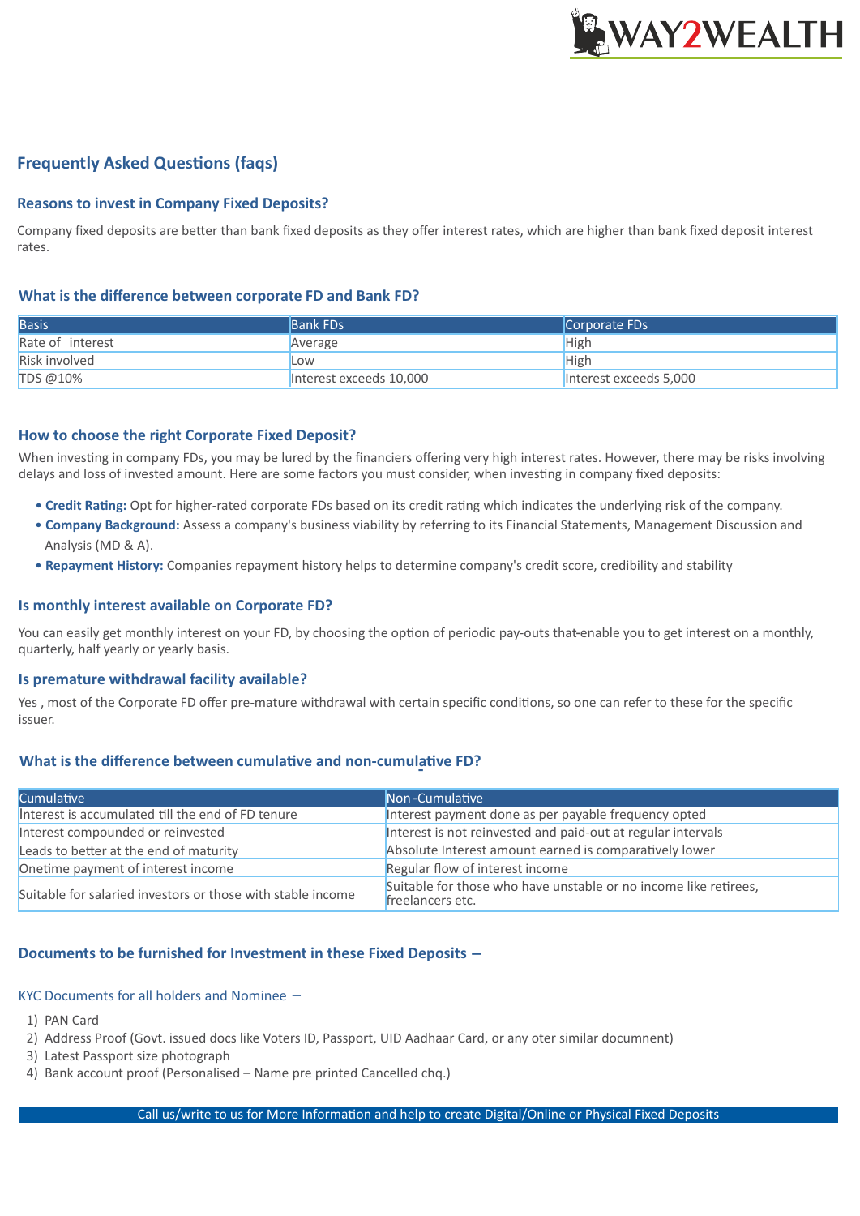## Frequently Asked Questions (faqs)

### Reasons to invest in Company Fixed Deposits?

Company fixed deposits are better than bank fixed deposits as they offer interest rates, which are higher than bank fixed deposit interest rates.

### What is the difference between corporate FD and Bank FD?

| Basis | Bank FDs | Corporate FDs |
|---|---|---|
| Rate of interest | Average | High |
| Risk involved | Low | High |
| TDS @10% | Interest exceeds 10,000 | Interest exceeds 5,000 |

### How to choose the right Corporate Fixed Deposit?

When investing in company FDs, you may be lured by the financiers offering very high interest rates. However, there may be risks involving delays and loss of invested amount. Here are some factors you must consider, when investing in company fixed deposits:

- **Credit Rating:** Opt for higher-rated corporate FDs based on its credit rating which indicates the underlying risk of the company.
- **Company Background:** Assess a company's business viability by referring to its Financial Statements, Management Discussion and Analysis (MD & A).
- **Repayment History:** Companies repayment history helps to determine company's credit score, credibility and stability

### Is monthly interest available on Corporate FD?

You can easily get monthly interest on your FD, by choosing the option of periodic pay-outs that enable you to get interest on a monthly, quarterly, half yearly or yearly basis.

### Is premature withdrawal facility available?

Yes , most of the Corporate FD offer pre-mature withdrawal with certain specific conditions, so one can refer to these for the specific issuer.

### What is the difference between cumulative and non-cumulative FD?

| Cumulative | Non -Cumulative |
|---|---|
| Interest is accumulated till the end of FD tenure | Interest payment done as per payable frequency opted |
| Interest compounded or reinvested | Interest is not reinvested and paid-out at regular intervals |
| Leads to better at the end of maturity | Absolute Interest amount earned is comparatively lower |
| Onetime payment of interest income | Regular flow of interest income |
| Suitable for salaried investors or those with stable income | Suitable for those who have unstable or no income like retirees, freelancers etc. |

### Documents to be furnished for Investment in these Fixed Deposits –

KYC Documents for all holders and Nominee –

1) PAN Card
2) Address Proof (Govt. issued docs like Voters ID, Passport, UID Aadhaar Card, or any oter similar documnent)
3) Latest Passport size photograph
4) Bank account proof (Personalised – Name pre printed Cancelled chq.)

Call us/write to us for More Information and help to create Digital/Online or Physical Fixed Deposits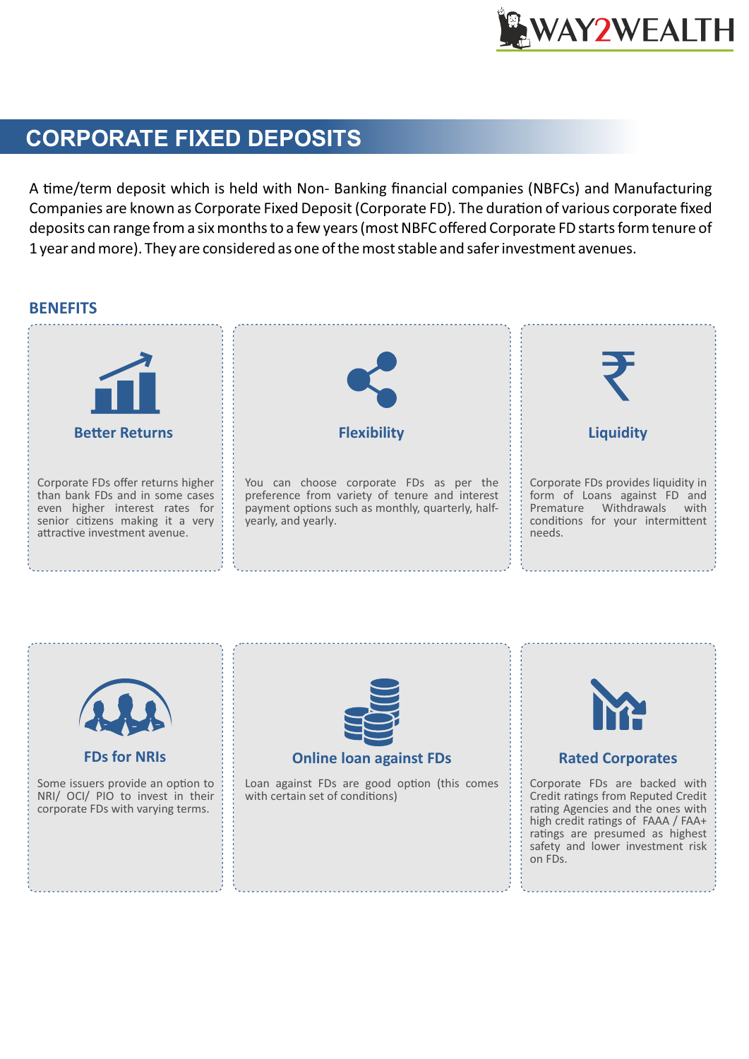# CORPORATE FIXED DEPOSITS

A time/term deposit which is held with Non- Banking financial companies (NBFCs) and Manufacturing Companies are known as Corporate Fixed Deposit (Corporate FD). The duration of various corporate fixed deposits can range from a six months to a few years (most NBFC offered Corporate FD starts form tenure of 1 year and more). They are considered as one of the most stable and safer investment avenues.

## BENEFITS

### Better Returns

Corporate FDs offer returns higher than bank FDs and in some cases even higher interest rates for senior citizens making it a very attractive investment avenue.

### Flexibility

You can choose corporate FDs as per the preference from variety of tenure and interest payment options such as monthly, quarterly, half-yearly, and yearly.

### Liquidity

Corporate FDs provides liquidity in form of Loans against FD and Premature Withdrawals with conditions for your intermittent needs.

### FDs for NRIs

Some issuers provide an option to NRI/ OCI/ PIO to invest in their corporate FDs with varying terms.

### Online loan against FDs

Loan against FDs are good option (this comes with certain set of conditions)

### Rated Corporates

Corporate FDs are backed with Credit ratings from Reputed Credit rating Agencies and the ones with high credit ratings of FAAA / FAA+ ratings are presumed as highest safety and lower investment risk on FDs.